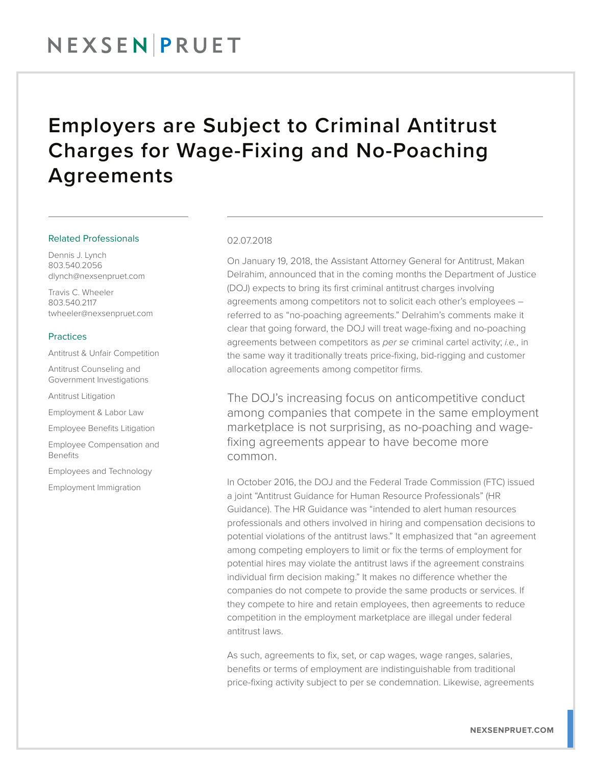# Employers are Subject to Criminal Antitrust Charges for Wage-Fixing and No-Poaching Agreements

### Related Professionals

Dennis J. Lynch
803.540.2056
dlynch@nexsenpruet.com

Travis C. Wheeler
803.540.2117
twheeler@nexsenpruet.com

### Practices

Antitrust & Unfair Competition

Antitrust Counseling and Government Investigations

Antitrust Litigation

Employment & Labor Law

Employee Benefits Litigation

Employee Compensation and Benefits

Employees and Technology

Employment Immigration

02.07.2018

On January 19, 2018, the Assistant Attorney General for Antitrust, Makan Delrahim, announced that in the coming months the Department of Justice (DOJ) expects to bring its first criminal antitrust charges involving agreements among competitors not to solicit each other's employees – referred to as "no-poaching agreements." Delrahim's comments make it clear that going forward, the DOJ will treat wage-fixing and no-poaching agreements between competitors as *per se* criminal cartel activity; *i.e.*, in the same way it traditionally treats price-fixing, bid-rigging and customer allocation agreements among competitor firms.

The DOJ's increasing focus on anticompetitive conduct among companies that compete in the same employment marketplace is not surprising, as no-poaching and wage-fixing agreements appear to have become more common.

In October 2016, the DOJ and the Federal Trade Commission (FTC) issued a joint "Antitrust Guidance for Human Resource Professionals" (HR Guidance). The HR Guidance was "intended to alert human resources professionals and others involved in hiring and compensation decisions to potential violations of the antitrust laws." It emphasized that "an agreement among competing employers to limit or fix the terms of employment for potential hires may violate the antitrust laws if the agreement constrains individual firm decision making." It makes no difference whether the companies do not compete to provide the same products or services. If they compete to hire and retain employees, then agreements to reduce competition in the employment marketplace are illegal under federal antitrust laws.

As such, agreements to fix, set, or cap wages, wage ranges, salaries, benefits or terms of employment are indistinguishable from traditional price-fixing activity subject to per se condemnation. Likewise, agreements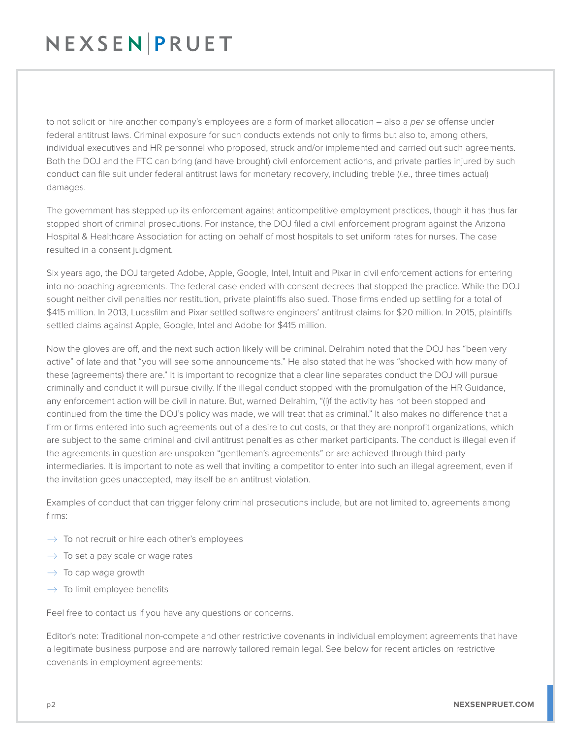to not solicit or hire another company's employees are a form of market allocation – also a *per se* offense under federal antitrust laws. Criminal exposure for such conducts extends not only to firms but also to, among others, individual executives and HR personnel who proposed, struck and/or implemented and carried out such agreements. Both the DOJ and the FTC can bring (and have brought) civil enforcement actions, and private parties injured by such conduct can file suit under federal antitrust laws for monetary recovery, including treble (*i.e.*, three times actual) damages.

The government has stepped up its enforcement against anticompetitive employment practices, though it has thus far stopped short of criminal prosecutions. For instance, the DOJ filed a civil enforcement program against the Arizona Hospital & Healthcare Association for acting on behalf of most hospitals to set uniform rates for nurses. The case resulted in a consent judgment.

Six years ago, the DOJ targeted Adobe, Apple, Google, Intel, Intuit and Pixar in civil enforcement actions for entering into no-poaching agreements. The federal case ended with consent decrees that stopped the practice. While the DOJ sought neither civil penalties nor restitution, private plaintiffs also sued. Those firms ended up settling for a total of $415 million. In 2013, Lucasfilm and Pixar settled software engineers' antitrust claims for $20 million. In 2015, plaintiffs settled claims against Apple, Google, Intel and Adobe for $415 million.

Now the gloves are off, and the next such action likely will be criminal. Delrahim noted that the DOJ has "been very active" of late and that "you will see some announcements." He also stated that he was "shocked with how many of these (agreements) there are." It is important to recognize that a clear line separates conduct the DOJ will pursue criminally and conduct it will pursue civilly. If the illegal conduct stopped with the promulgation of the HR Guidance, any enforcement action will be civil in nature. But, warned Delrahim, "(i)f the activity has not been stopped and continued from the time the DOJ's policy was made, we will treat that as criminal." It also makes no difference that a firm or firms entered into such agreements out of a desire to cut costs, or that they are nonprofit organizations, which are subject to the same criminal and civil antitrust penalties as other market participants. The conduct is illegal even if the agreements in question are unspoken "gentleman's agreements" or are achieved through third-party intermediaries. It is important to note as well that inviting a competitor to enter into such an illegal agreement, even if the invitation goes unaccepted, may itself be an antitrust violation.

Examples of conduct that can trigger felony criminal prosecutions include, but are not limited to, agreements among firms:

- To not recruit or hire each other's employees
- To set a pay scale or wage rates
- To cap wage growth
- To limit employee benefits

Feel free to contact us if you have any questions or concerns.

Editor's note: Traditional non-compete and other restrictive covenants in individual employment agreements that have a legitimate business purpose and are narrowly tailored remain legal. See below for recent articles on restrictive covenants in employment agreements: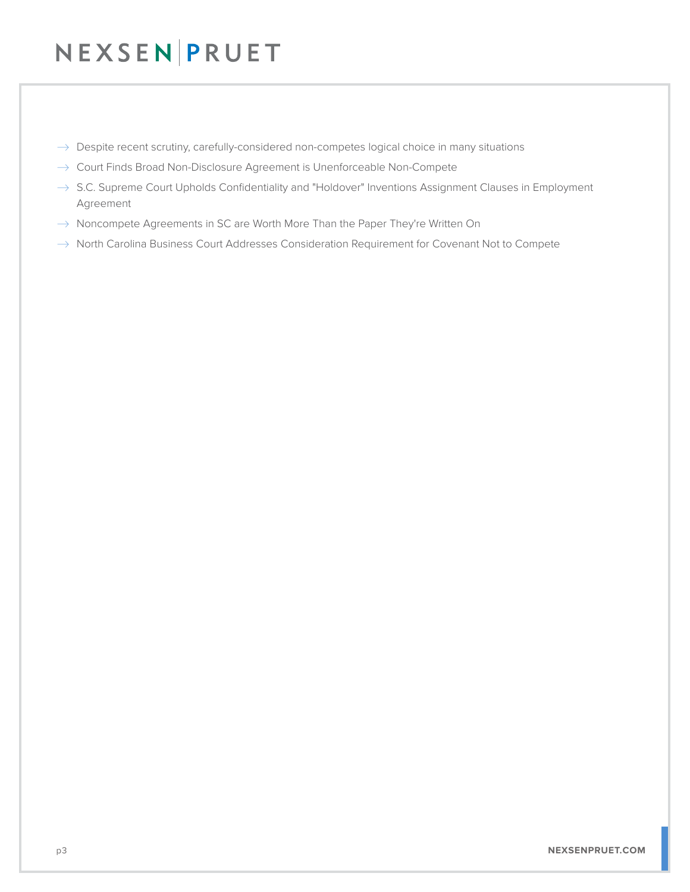- Despite recent scrutiny, carefully-considered non-competes logical choice in many situations
- Court Finds Broad Non-Disclosure Agreement is Unenforceable Non-Compete
- S.C. Supreme Court Upholds Confidentiality and "Holdover" Inventions Assignment Clauses in Employment Agreement
- Noncompete Agreements in SC are Worth More Than the Paper They're Written On
- North Carolina Business Court Addresses Consideration Requirement for Covenant Not to Compete